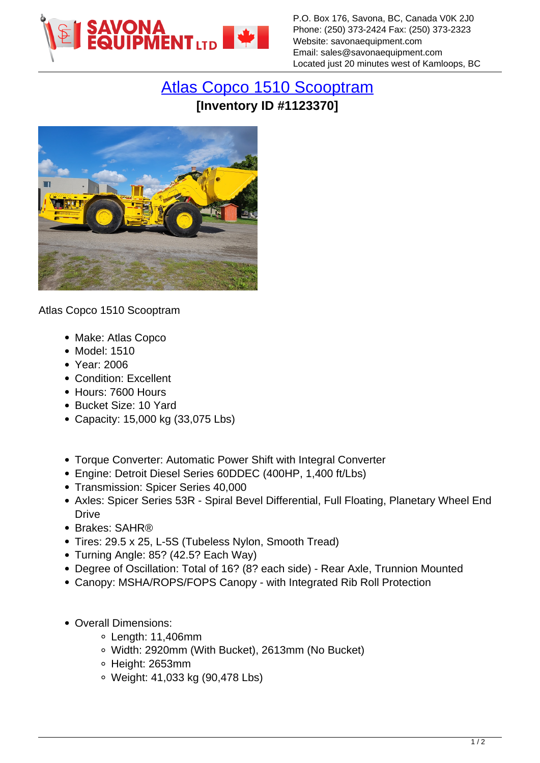P.O. Box 176, Savona, BC, Canada V0K 2J0
Phone: (250) 373-2424 Fax: (250) 373-2323
Website: savonaequipment.com
Email: sales@savonaequipment.com
Located just 20 minutes west of Kamloops, BC

# Atlas Copco 1510 Scooptram

**[Inventory ID #1123370]**

Atlas Copco 1510 Scooptram

- Make: Atlas Copco
- Model: 1510
- Year: 2006
- Condition: Excellent
- Hours: 7600 Hours
- Bucket Size: 10 Yard
- Capacity: 15,000 kg (33,075 Lbs)

- Torque Converter: Automatic Power Shift with Integral Converter
- Engine: Detroit Diesel Series 60DDEC (400HP, 1,400 ft/Lbs)
- Transmission: Spicer Series 40,000
- Axles: Spicer Series 53R - Spiral Bevel Differential, Full Floating, Planetary Wheel End Drive
- Brakes: SAHR®
- Tires: 29.5 x 25, L-5S (Tubeless Nylon, Smooth Tread)
- Turning Angle: 85? (42.5? Each Way)
- Degree of Oscillation: Total of 16? (8? each side) - Rear Axle, Trunnion Mounted
- Canopy: MSHA/ROPS/FOPS Canopy - with Integrated Rib Roll Protection

- Overall Dimensions:
  - Length: 11,406mm
  - Width: 2920mm (With Bucket), 2613mm (No Bucket)
  - Height: 2653mm
  - Weight: 41,033 kg (90,478 Lbs)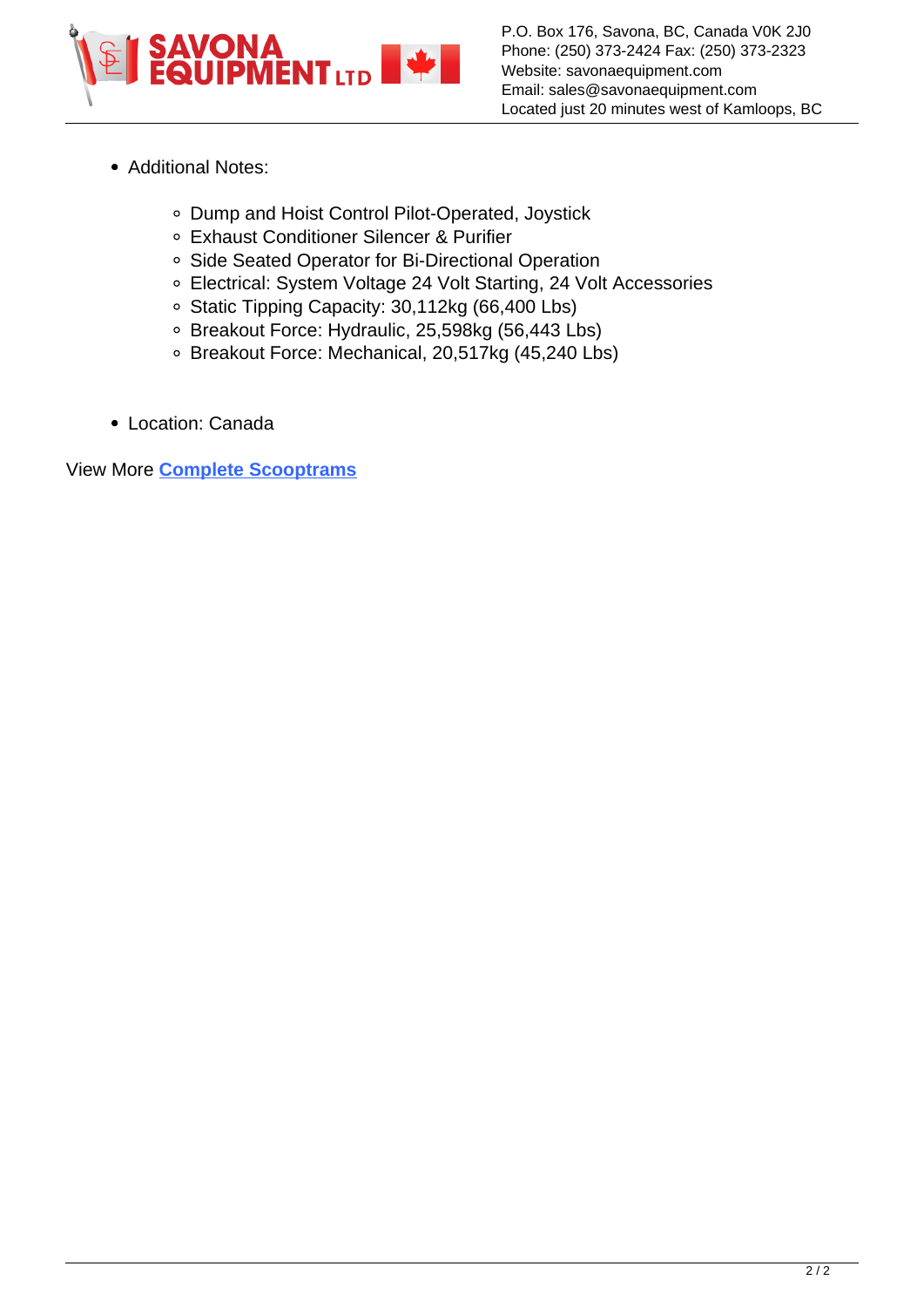- Additional Notes:
  - Dump and Hoist Control Pilot-Operated, Joystick
  - Exhaust Conditioner Silencer & Purifier
  - Side Seated Operator for Bi-Directional Operation
  - Electrical: System Voltage 24 Volt Starting, 24 Volt Accessories
  - Static Tipping Capacity: 30,112kg (66,400 Lbs)
  - Breakout Force: Hydraulic, 25,598kg (56,443 Lbs)
  - Breakout Force: Mechanical, 20,517kg (45,240 Lbs)

- Location: Canada

View More **Complete Scooptrams**